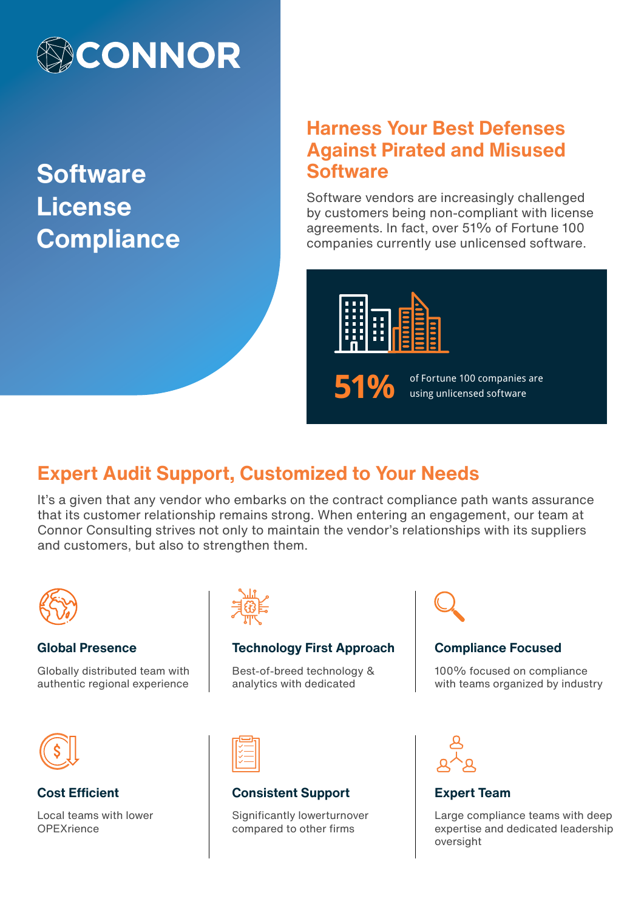# CONNOR

# Software License Compliance

## Harness Your Best Defenses Against Pirated and Misused Software

Software vendors are increasingly challenged by customers being non-compliant with license agreements. In fact, over 51% of Fortune 100 companies currently use unlicensed software.

**51%** of Fortune 100 companies are using unlicensed software

## Expert Audit Support, Customized to Your Needs

It's a given that any vendor who embarks on the contract compliance path wants assurance that its customer relationship remains strong. When entering an engagement, our team at Connor Consulting strives not only to maintain the vendor's relationships with its suppliers and customers, but also to strengthen them.

### Global Presence

Globally distributed team with authentic regional experience

### Technology First Approach

Best-of-breed technology & analytics with dedicated

### Compliance Focused

100% focused on compliance with teams organized by industry

### Cost Efficient

Local teams with lower OPEXrience

### Consistent Support

Significantly lowerturnover compared to other firms

### Expert Team

Large compliance teams with deep expertise and dedicated leadership oversight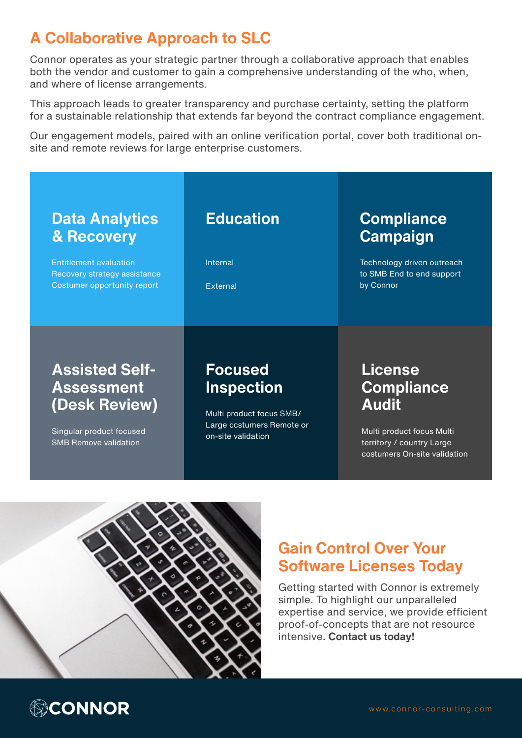## A Collaborative Approach to SLC

Connor operates as your strategic partner through a collaborative approach that enables both the vendor and customer to gain a comprehensive understanding of the who, when, and where of license arrangements.

This approach leads to greater transparency and purchase certainty, setting the platform for a sustainable relationship that extends far beyond the contract compliance engagement.

Our engagement models, paired with an online verification portal, cover both traditional on-site and remote reviews for large enterprise customers.

### Data Analytics & Recovery

Entitlement evaluation
Recovery strategy assistance
Costumer opportunity report

### Education

Internal

External

### Compliance Campaign

Technology driven outreach to SMB End to end support by Connor

### Assisted Self-Assessment (Desk Review)

Singular product focused
SMB Remove validation

### Focused Inspection

Multi product focus SMB/ Large ccstumers Remote or on-site validation

### License Compliance Audit

Multi product focus Multi territory / country Large costumers On-site validation

## Gain Control Over Your Software Licenses Today

Getting started with Connor is extremely simple. To highlight our unparalleled expertise and service, we provide efficient proof-of-concepts that are not resource intensive. **Contact us today!**

CONNOR

www.connor-consulting.com